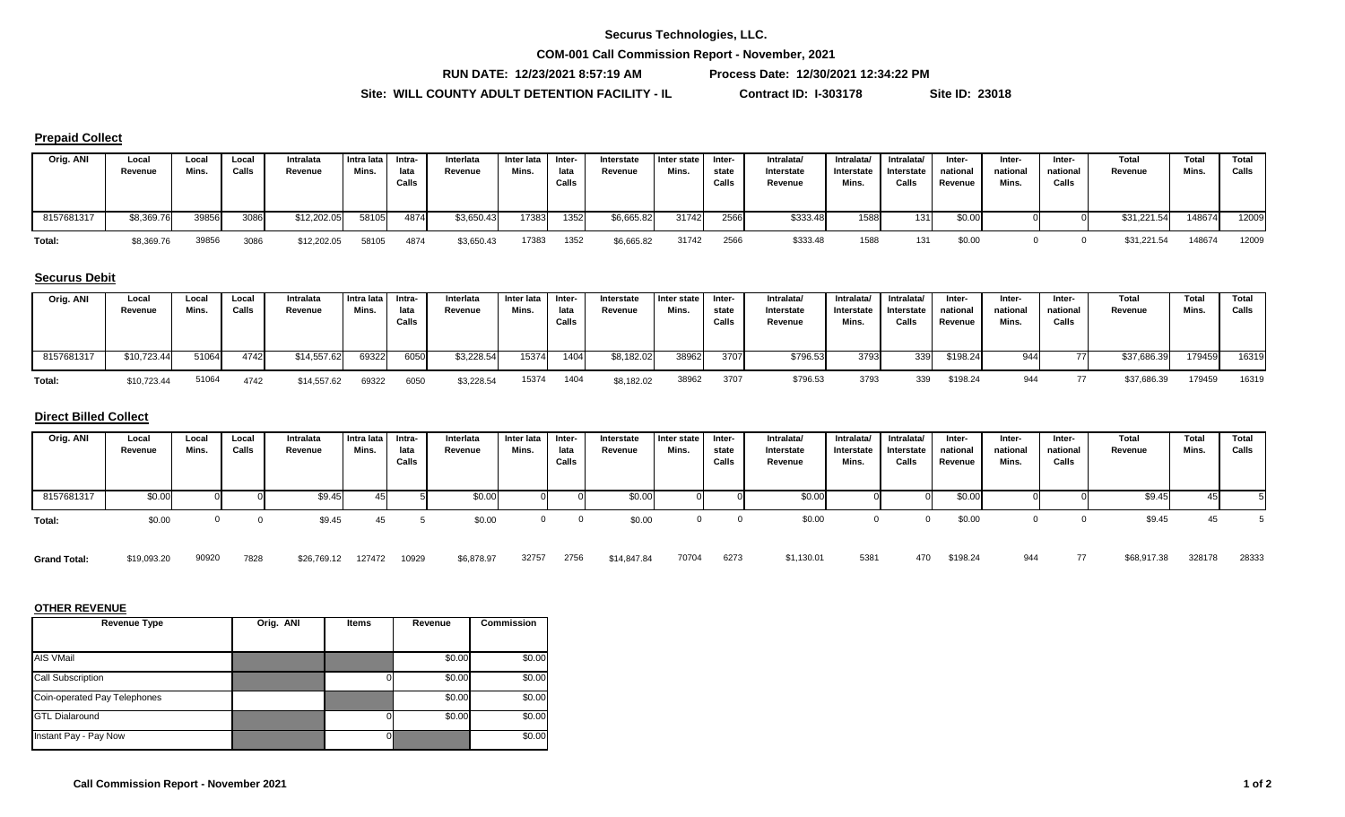**Securus Technologies, LLC.**

**COM-001 Call Commission Report - November, 2021**

**RUN DATE: 12/23/2021 8:57:19 AM** **Process Date: 12/30/2021 12:34:22 PM**

**Site: WILL COUNTY ADULT DETENTION FACILITY - IL** **Contract ID: I-303178** **Site ID: 23018**

### Prepaid Collect

| Orig. ANI | Local Revenue | Local Mins. | Local Calls | Intralata Revenue | Intra lata Mins. | Intra-lata Calls | Interlata Revenue | Inter lata Mins. | Inter-lata Calls | Interstate Revenue | Inter state Mins. | Inter-state Calls | Intralata/ Interstate Revenue | Intralata/ Interstate Mins. | Intralata/ Interstate Calls | Inter-national Revenue | Inter-national Mins. | Inter-national Calls | Total Revenue | Total Mins. | Total Calls |
|---|---|---|---|---|---|---|---|---|---|---|---|---|---|---|---|---|---|---|---|---|---|
| 8157681317 | $8,369.76 | 39856 | 3086 | $12,202.05 | 58105 | 4874 | $3,650.43 | 17383 | 1352 | $6,665.82 | 31742 | 2566 | $333.48 | 1588 | 131 | $0.00 | 0 | 0 | $31,221.54 | 148674 | 12009 |
| Total: | $8,369.76 | 39856 | 3086 | $12,202.05 | 58105 | 4874 | $3,650.43 | 17383 | 1352 | $6,665.82 | 31742 | 2566 | $333.48 | 1588 | 131 | $0.00 | 0 | 0 | $31,221.54 | 148674 | 12009 |

### Securus Debit

| Orig. ANI | Local Revenue | Local Mins. | Local Calls | Intralata Revenue | Intra lata Mins. | Intra-lata Calls | Interlata Revenue | Inter lata Mins. | Inter-lata Calls | Interstate Revenue | Inter state Mins. | Inter-state Calls | Intralata/ Interstate Revenue | Intralata/ Interstate Mins. | Intralata/ Interstate Calls | Inter-national Revenue | Inter-national Mins. | Inter-national Calls | Total Revenue | Total Mins. | Total Calls |
|---|---|---|---|---|---|---|---|---|---|---|---|---|---|---|---|---|---|---|---|---|---|
| 8157681317 | $10,723.44 | 51064 | 4742 | $14,557.62 | 69322 | 6050 | $3,228.54 | 15374 | 1404 | $8,182.02 | 38962 | 3707 | $796.53 | 3793 | 339 | $198.24 | 944 | 77 | $37,686.39 | 179459 | 16319 |
| Total: | $10,723.44 | 51064 | 4742 | $14,557.62 | 69322 | 6050 | $3,228.54 | 15374 | 1404 | $8,182.02 | 38962 | 3707 | $796.53 | 3793 | 339 | $198.24 | 944 | 77 | $37,686.39 | 179459 | 16319 |

### Direct Billed Collect

| Orig. ANI | Local Revenue | Local Mins. | Local Calls | Intralata Revenue | Intra lata Mins. | Intra-lata Calls | Interlata Revenue | Inter lata Mins. | Inter-lata Calls | Interstate Revenue | Inter state Mins. | Inter-state Calls | Intralata/ Interstate Revenue | Intralata/ Interstate Mins. | Intralata/ Interstate Calls | Inter-national Revenue | Inter-national Mins. | Inter-national Calls | Total Revenue | Total Mins. | Total Calls |
|---|---|---|---|---|---|---|---|---|---|---|---|---|---|---|---|---|---|---|---|---|---|
| 8157681317 | $0.00 | 0 | 0 | $9.45 | 45 | 5 | $0.00 | 0 | 0 | $0.00 | 0 | 0 | $0.00 | 0 | 0 | $0.00 | 0 | 0 | $9.45 | 45 | 5 |
| Total: | $0.00 | 0 | 0 | $9.45 | 45 | 5 | $0.00 | 0 | 0 | $0.00 | 0 | 0 | $0.00 | 0 | 0 | $0.00 | 0 | 0 | $9.45 | 45 | 5 |
| Grand Total: | $19,093.20 | 90920 | 7828 | $26,769.12 | 127472 | 10929 | $6,878.97 | 32757 | 2756 | $14,847.84 | 70704 | 6273 | $1,130.01 | 5381 | 470 | $198.24 | 944 | 77 | $68,917.38 | 328178 | 28333 |

### OTHER REVENUE

| Revenue Type | Orig. ANI | Items | Revenue | Commission |
|---|---|---|---|---|
| AIS VMail | | | $0.00 | $0.00 |
| Call Subscription | | 0 | $0.00 | $0.00 |
| Coin-operated Pay Telephones | | | $0.00 | $0.00 |
| GTL Dialaround | | 0 | $0.00 | $0.00 |
| Instant Pay - Pay Now | | 0 | | $0.00 |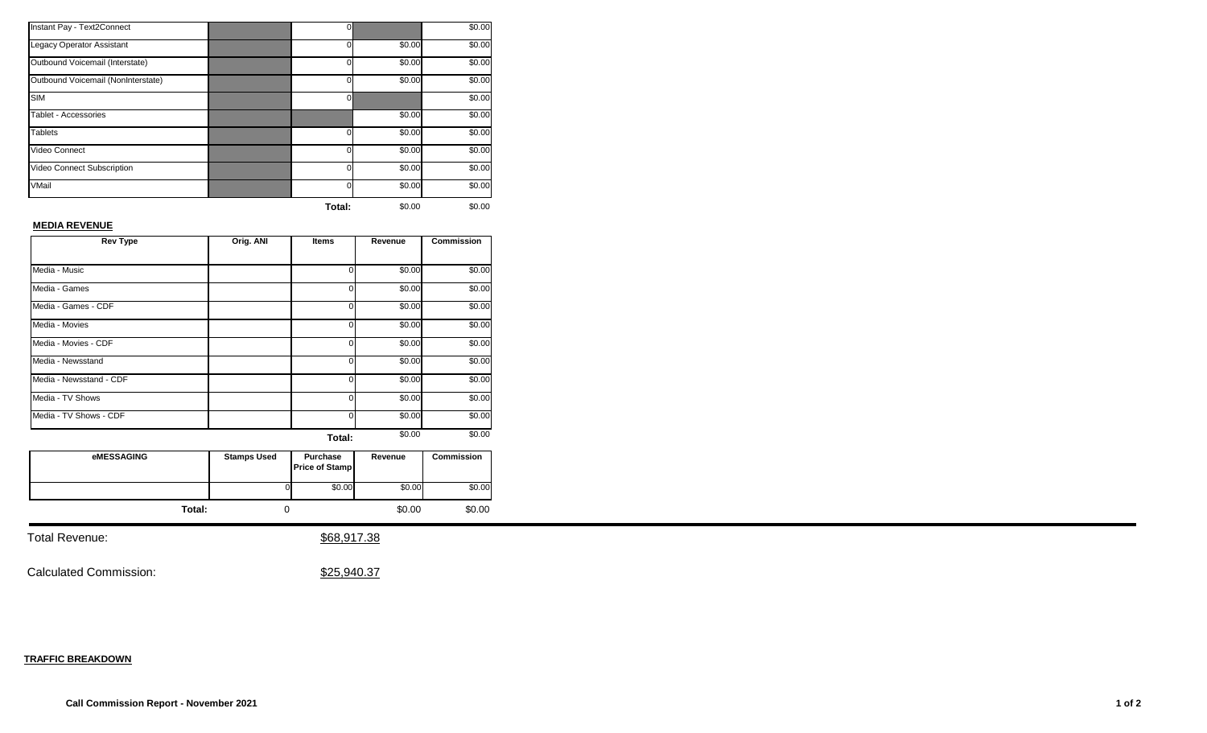| | | | | |
|---|---|---|---|---|
| Instant Pay - Text2Connect | | 0 | | $0.00 |
| Legacy Operator Assistant | | 0 | $0.00 | $0.00 |
| Outbound Voicemail (Interstate) | | 0 | $0.00 | $0.00 |
| Outbound Voicemail (NonInterstate) | | 0 | $0.00 | $0.00 |
| SIM | | 0 | | $0.00 |
| Tablet - Accessories | | | $0.00 | $0.00 |
| Tablets | | 0 | $0.00 | $0.00 |
| Video Connect | | 0 | $0.00 | $0.00 |
| Video Connect Subscription | | 0 | $0.00 | $0.00 |
| VMail | | 0 | $0.00 | $0.00 |
| | | **Total:** | $0.00 | $0.00 |

**MEDIA REVENUE**

| Rev Type | Orig. ANI | Items | Revenue | Commission |
|---|---|---|---|---|
| Media - Music | | 0 | $0.00 | $0.00 |
| Media - Games | | 0 | $0.00 | $0.00 |
| Media - Games - CDF | | 0 | $0.00 | $0.00 |
| Media - Movies | | 0 | $0.00 | $0.00 |
| Media - Movies - CDF | | 0 | $0.00 | $0.00 |
| Media - Newsstand | | 0 | $0.00 | $0.00 |
| Media - Newsstand - CDF | | 0 | $0.00 | $0.00 |
| Media - TV Shows | | 0 | $0.00 | $0.00 |
| Media - TV Shows - CDF | | 0 | $0.00 | $0.00 |
| | | **Total:** | $0.00 | $0.00 |

| eMESSAGING | Stamps Used | Purchase Price of Stamp | Revenue | Commission |
|---|---|---|---|---|
| | 0 | $0.00 | $0.00 | $0.00 |
| **Total:** | 0 | | $0.00 | $0.00 |

Total Revenue: $68,917.38

Calculated Commission: $25,940.37

**TRAFFIC BREAKDOWN**

**Call Commission Report - November 2021**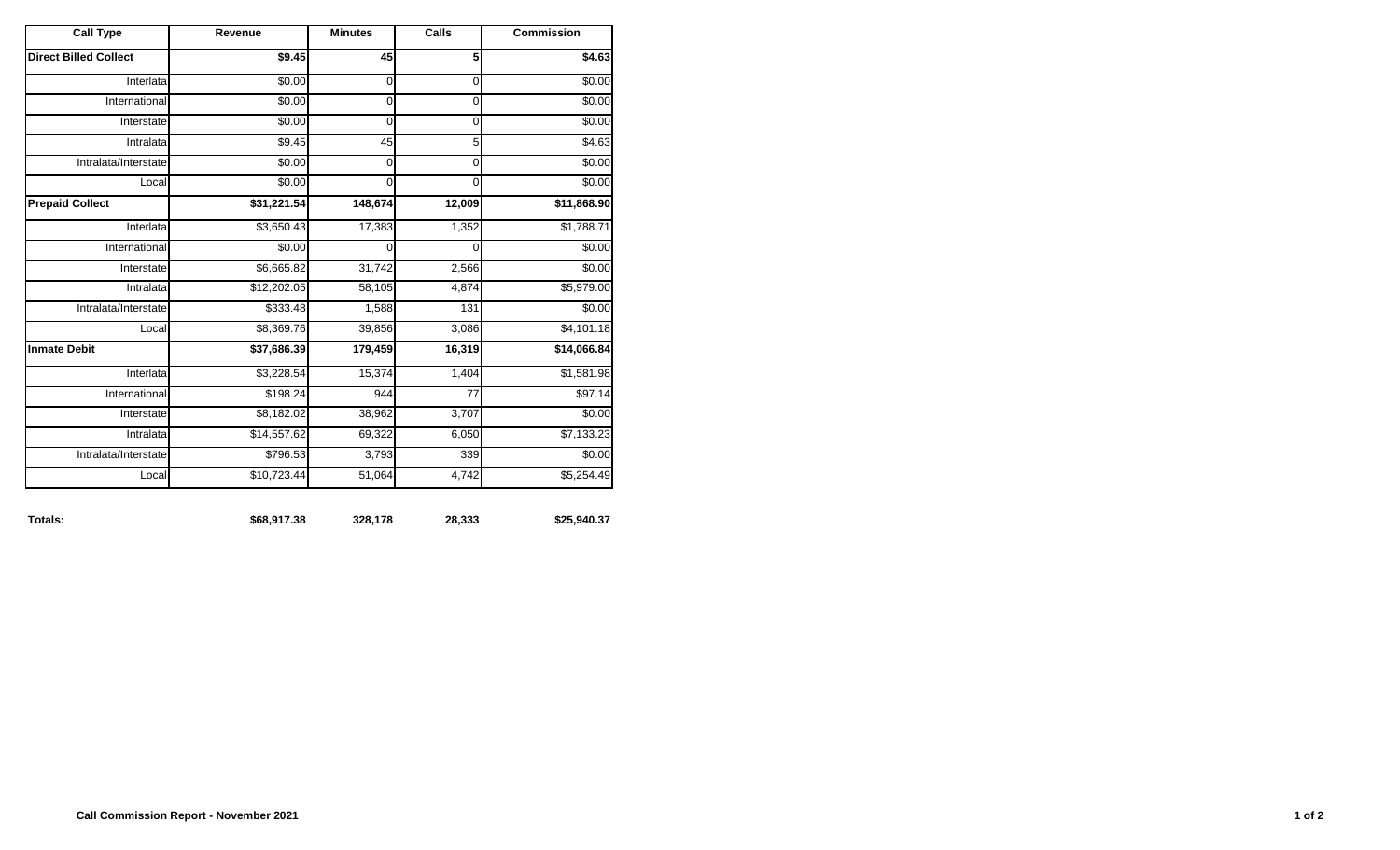| Call Type | Revenue | Minutes | Calls | Commission |
|---|---|---|---|---|
| **Direct Billed Collect** | **$9.45** | **45** | **5** | **$4.63** |
| Interlata | $0.00 | 0 | 0 | $0.00 |
| International | $0.00 | 0 | 0 | $0.00 |
| Interstate | $0.00 | 0 | 0 | $0.00 |
| Intralata | $9.45 | 45 | 5 | $4.63 |
| Intralata/Interstate | $0.00 | 0 | 0 | $0.00 |
| Local | $0.00 | 0 | 0 | $0.00 |
| **Prepaid Collect** | **$31,221.54** | **148,674** | **12,009** | **$11,868.90** |
| Interlata | $3,650.43 | 17,383 | 1,352 | $1,788.71 |
| International | $0.00 | 0 | 0 | $0.00 |
| Interstate | $6,665.82 | 31,742 | 2,566 | $0.00 |
| Intralata | $12,202.05 | 58,105 | 4,874 | $5,979.00 |
| Intralata/Interstate | $333.48 | 1,588 | 131 | $0.00 |
| Local | $8,369.76 | 39,856 | 3,086 | $4,101.18 |
| **Inmate Debit** | **$37,686.39** | **179,459** | **16,319** | **$14,066.84** |
| Interlata | $3,228.54 | 15,374 | 1,404 | $1,581.98 |
| International | $198.24 | 944 | 77 | $97.14 |
| Interstate | $8,182.02 | 38,962 | 3,707 | $0.00 |
| Intralata | $14,557.62 | 69,322 | 6,050 | $7,133.23 |
| Intralata/Interstate | $796.53 | 3,793 | 339 | $0.00 |
| Local | $10,723.44 | 51,064 | 4,742 | $5,254.49 |
| **Totals:** | **$68,917.38** | **328,178** | **28,333** | **$25,940.37** |

**Call Commission Report - November 2021**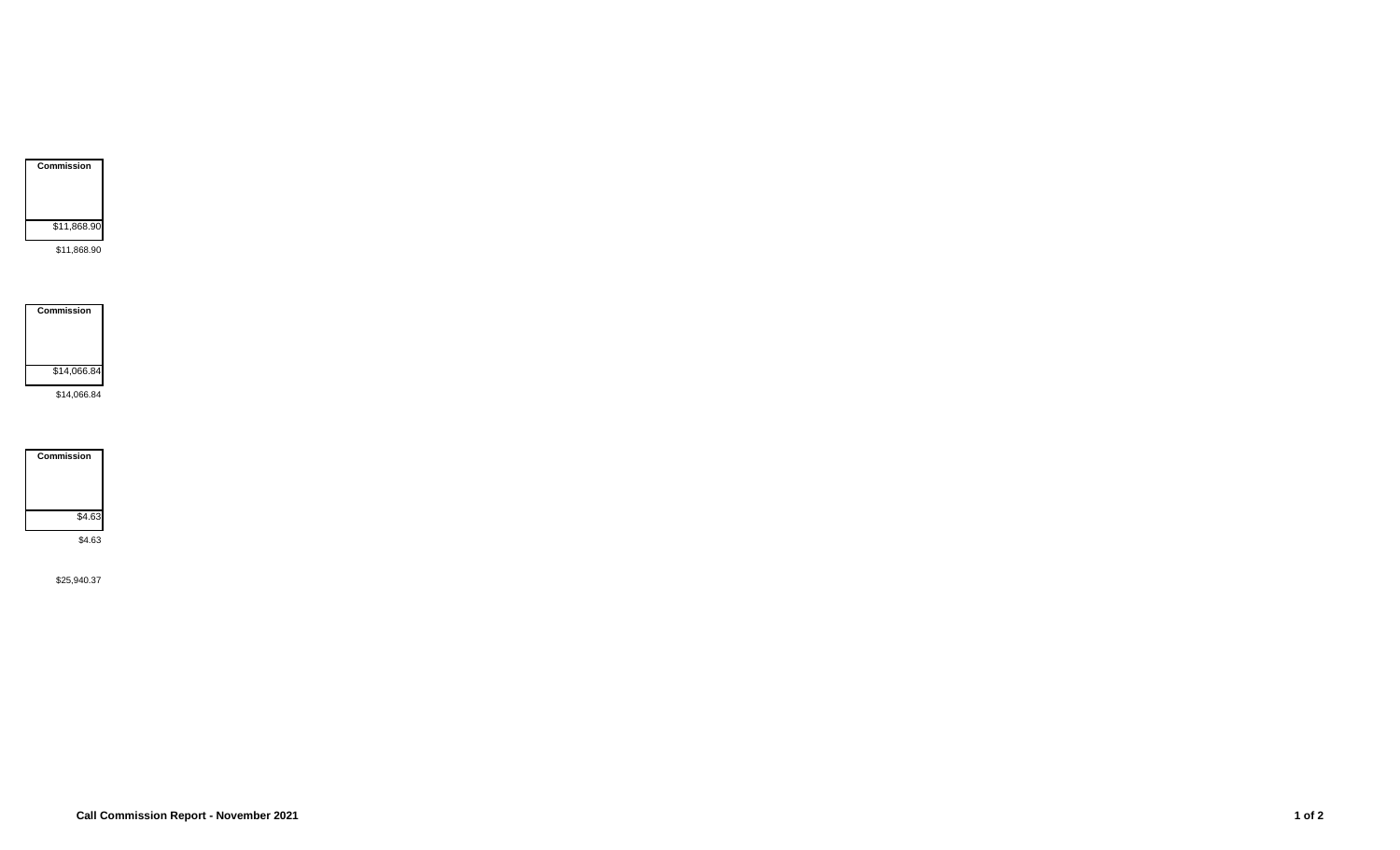| Commission |
| --- |
| |
| $11,868.90 |

$11,868.90

| Commission |
| --- |
| |
| $14,066.84 |

$14,066.84

| Commission |
| --- |
| |
| $4.63 |

$4.63

$25,940.37

**Call Commission Report - November 2021**